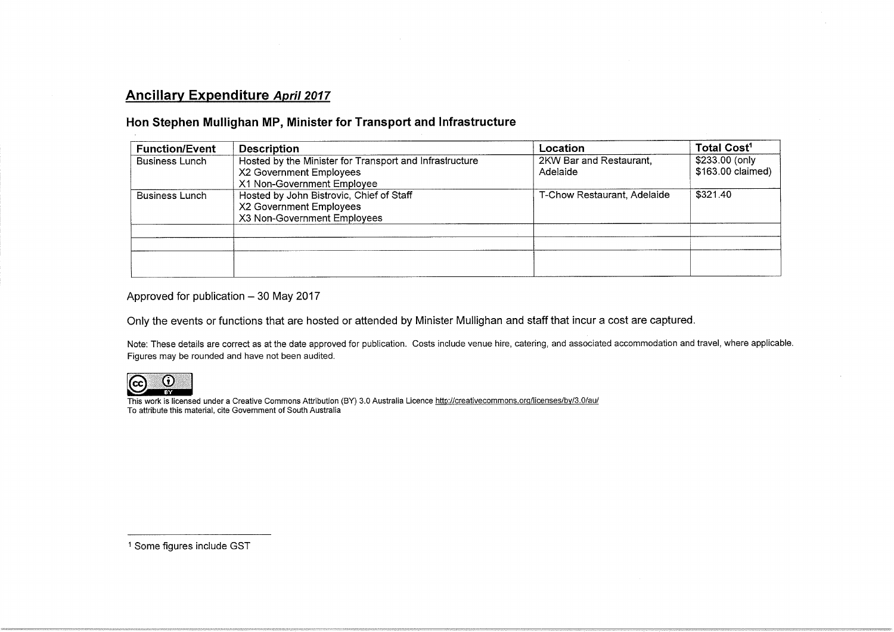## Ancillary Expenditure *April 2017*

### Hon Stephen Mullighan MP, Minister for Transport and Infrastructure

| Function/Event | Description | Location | Total Cost[1] |
|---|---|---|---|
| Business Lunch | Hosted by the Minister for Transport and Infrastructure<br>X2 Government Employees<br>X1 Non-Government Employee | 2KW Bar and Restaurant, Adelaide | $233.00 (only $163.00 claimed) |
| Business Lunch | Hosted by John Bistrovic, Chief of Staff<br>X2 Government Employees<br>X3 Non-Government Employees | T-Chow Restaurant, Adelaide | $321.40 |
| | | | |
| | | | |
| | | | |

Approved for publication – 30 May 2017

Only the events or functions that are hosted or attended by Minister Mullighan and staff that incur a cost are captured.

Note: These details are correct as at the date approved for publication. Costs include venue hire, catering, and associated accommodation and travel, where applicable. Figures may be rounded and have not been audited.

This work is licensed under a Creative Commons Attribution (BY) 3.0 Australia Licence http://creativecommons.org/licenses/by/3.0/au/
To attribute this material, cite Government of South Australia

[1] Some figures include GST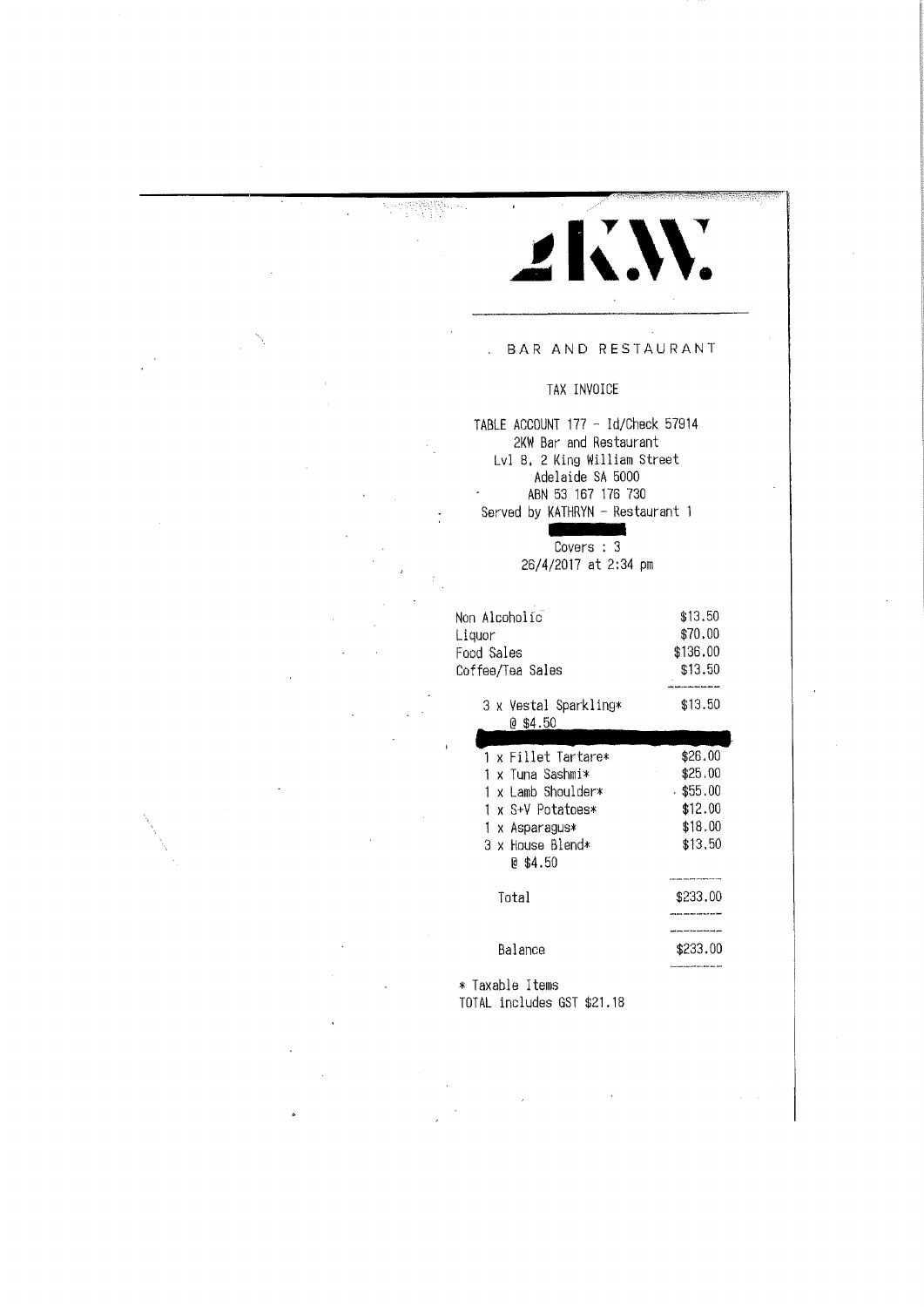# 2KW.

BAR AND RESTAURANT

TAX INVOICE

TABLE ACCOUNT 177 - Id/Check 57914
2KW Bar and Restaurant
Lvl 8, 2 King William Street
Adelaide SA 5000
ABN 53 167 176 730
Served by KATHRYN - Restaurant 1

Covers : 3
26/4/2017 at 2:34 pm

| | |
|---|---|
| Non Alcoholic | $13.50 |
| Liquor | $70.00 |
| Food Sales | $136.00 |
| Coffee/Tea Sales | $13.50 |

| | |
|---|---|
| 3 x Vestal Sparkling* @ $4.50 | $13.50 |
| 1 x Fillet Tartare* | $26.00 |
| 1 x Tuna Sashmi* | $25.00 |
| 1 x Lamb Shoulder* | $55.00 |
| 1 x S+V Potatoes* | $12.00 |
| 1 x Asparagus* | $18.00 |
| 3 x House Blend* @ $4.50 | $13.50 |
| Total | $233.00 |
| Balance | $233.00 |

* Taxable Items
TOTAL includes GST $21.18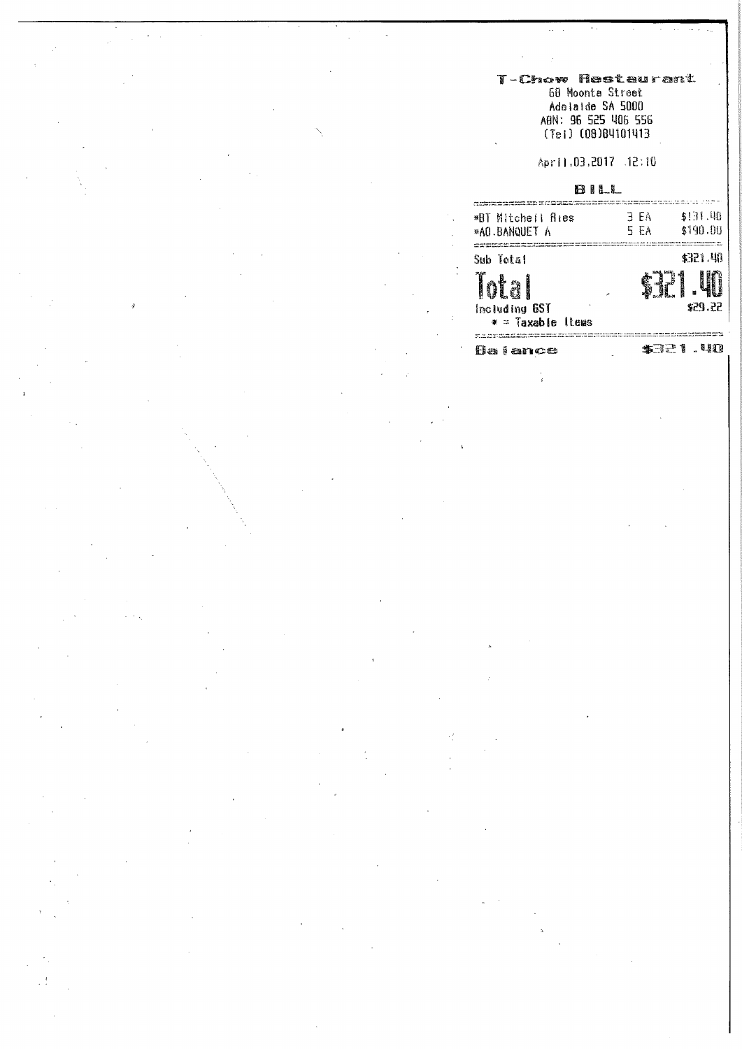# T-Chow Restaurant

68 Moonta Street
Adelaide SA 5000
ABN: 96 525 406 556
(Tel) (08)84101413

April.03.2017 12:10

## BILL

| | | |
|---|---|---|
| *BT Mitchell Ries | 3 EA | $131.40 |
| *A0.BANQUET A | 5 EA | $190.00 |

Sub Total $321.40

**Total** **$321.40**

Including GST $29.22

* = Taxable Items

**Balance** **$321.40**